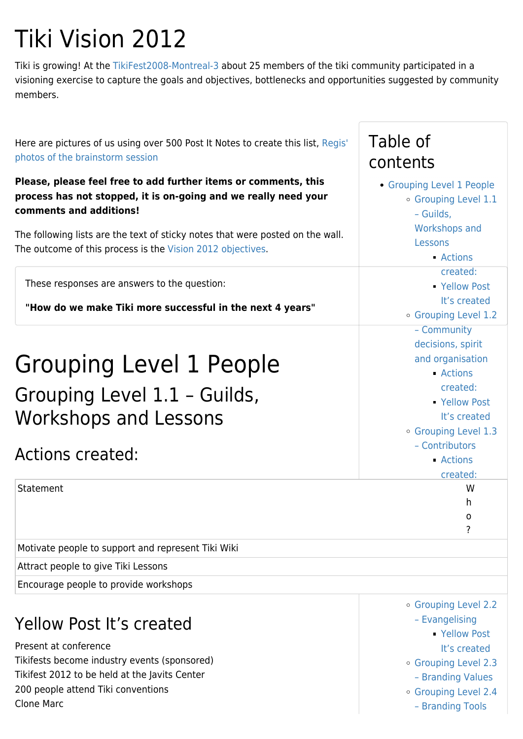# Tiki Vision 2012

Tiki is growing! At the TikiFest2008-Montreal-3 about 25 members of the tiki community participated in a visioning exercise to capture the goals and objectives, bottlenecks and opportunities suggested by community members.

Here are pictures of us using over 500 Post It Notes to create this list, Regis' photos of the brainstorm session

**Please, please feel free to add further items or comments, this process has not stopped, it is on-going and we really need your comments and additions!**

The following lists are the text of sticky notes that were posted on the wall. The outcome of this process is the Vision 2012 objectives.

These responses are answers to the question:

**"How do we make Tiki more successful in the next 4 years"**

## Table of contents

- Grouping Level 1 People
  - Grouping Level 1.1 – Guilds, Workshops and Lessons
    - Actions created:
    - Yellow Post It's created
  - Grouping Level 1.2 – Community decisions, spirit and organisation
    - Actions created:
    - Yellow Post It's created
  - Grouping Level 1.3 – Contributors
    - Actions created:
  - Grouping Level 2.2 – Evangelising
    - Yellow Post It's created
  - Grouping Level 2.3 – Branding Values
  - Grouping Level 2.4 – Branding Tools

# Grouping Level 1 People

## Grouping Level 1.1 – Guilds, Workshops and Lessons

### Actions created:

| Statement | Who? |
|---|---|
| Motivate people to support and represent Tiki Wiki | |
| Attract people to give Tiki Lessons | |
| Encourage people to provide workshops | |

### Yellow Post It's created

Present at conference
Tikifests become industry events (sponsored)
Tikifest 2012 to be held at the Javits Center
200 people attend Tiki conventions
Clone Marc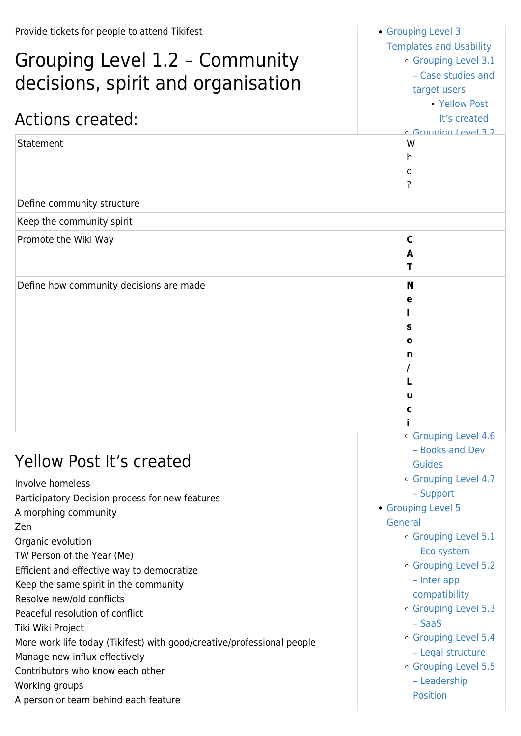Provide tickets for people to attend Tikifest

# Grouping Level 1.2 – Community decisions, spirit and organisation

## Actions created:

| Statement | Who? |
|---|---|
| Define community structure | |
| Keep the community spirit | |
| Promote the Wiki Way | **CAT** |
| Define how community decisions are made | **Nelson/Luci** |

## Yellow Post It's created

Involve homeless
Participatory Decision process for new features
A morphing community
Zen
Organic evolution
TW Person of the Year (Me)
Efficient and effective way to democratize
Keep the same spirit in the community
Resolve new/old conflicts
Peaceful resolution of conflict
Tiki Wiki Project
More work life today (Tikifest) with good/creative/professional people
Manage new influx effectively
Contributors who know each other
Working groups
A person or team behind each feature

- Grouping Level 3 Templates and Usability
  - Grouping Level 3.1 – Case studies and target users
    - Yellow Post It's created
  - Grouping Level 3.2
  - Grouping Level 4.6 – Books and Dev Guides
  - Grouping Level 4.7 – Support
- Grouping Level 5 General
  - Grouping Level 5.1 – Eco system
  - Grouping Level 5.2 – Inter app compatibility
  - Grouping Level 5.3 – SaaS
  - Grouping Level 5.4 – Legal structure
  - Grouping Level 5.5 – Leadership Position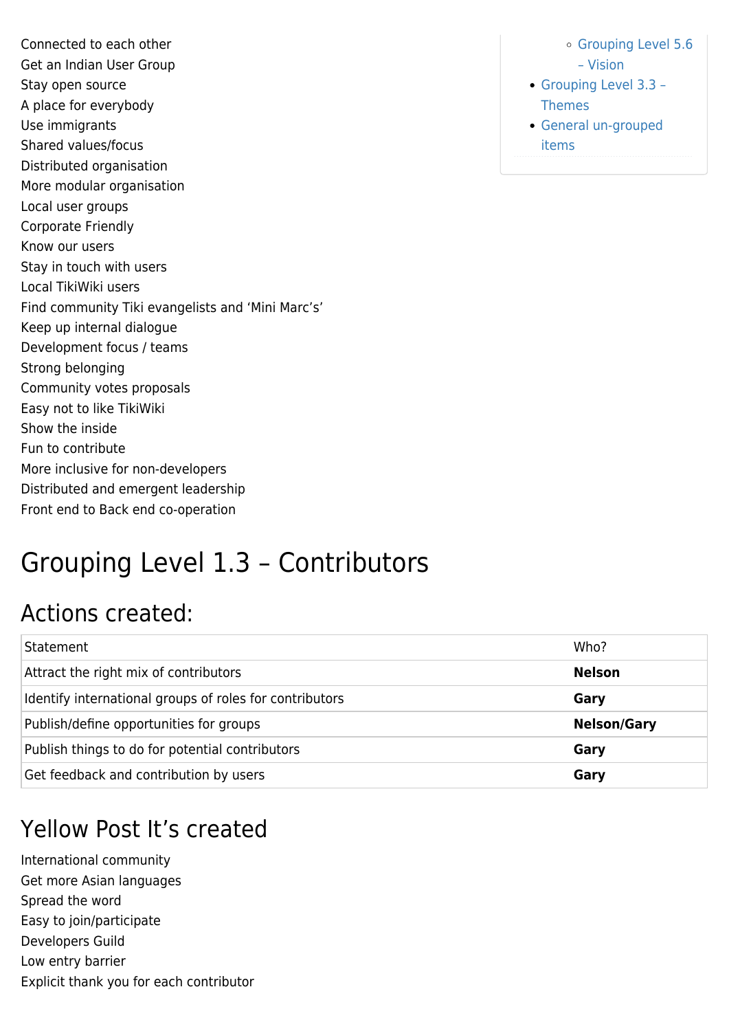- Grouping Level 5.6 – Vision
- Grouping Level 3.3 – Themes
- General un-grouped items

Connected to each other
Get an Indian User Group
Stay open source
A place for everybody
Use immigrants
Shared values/focus
Distributed organisation
More modular organisation
Local user groups
Corporate Friendly
Know our users
Stay in touch with users
Local TikiWiki users
Find community Tiki evangelists and 'Mini Marc's'
Keep up internal dialogue
Development focus / teams
Strong belonging
Community votes proposals
Easy not to like TikiWiki
Show the inside
Fun to contribute
More inclusive for non-developers
Distributed and emergent leadership
Front end to Back end co-operation

# Grouping Level 1.3 – Contributors

## Actions created:

| Statement | Who? |
|---|---|
| Attract the right mix of contributors | **Nelson** |
| Identify international groups of roles for contributors | **Gary** |
| Publish/define opportunities for groups | **Nelson/Gary** |
| Publish things to do for potential contributors | **Gary** |
| Get feedback and contribution by users | **Gary** |

## Yellow Post It's created

International community
Get more Asian languages
Spread the word
Easy to join/participate
Developers Guild
Low entry barrier
Explicit thank you for each contributor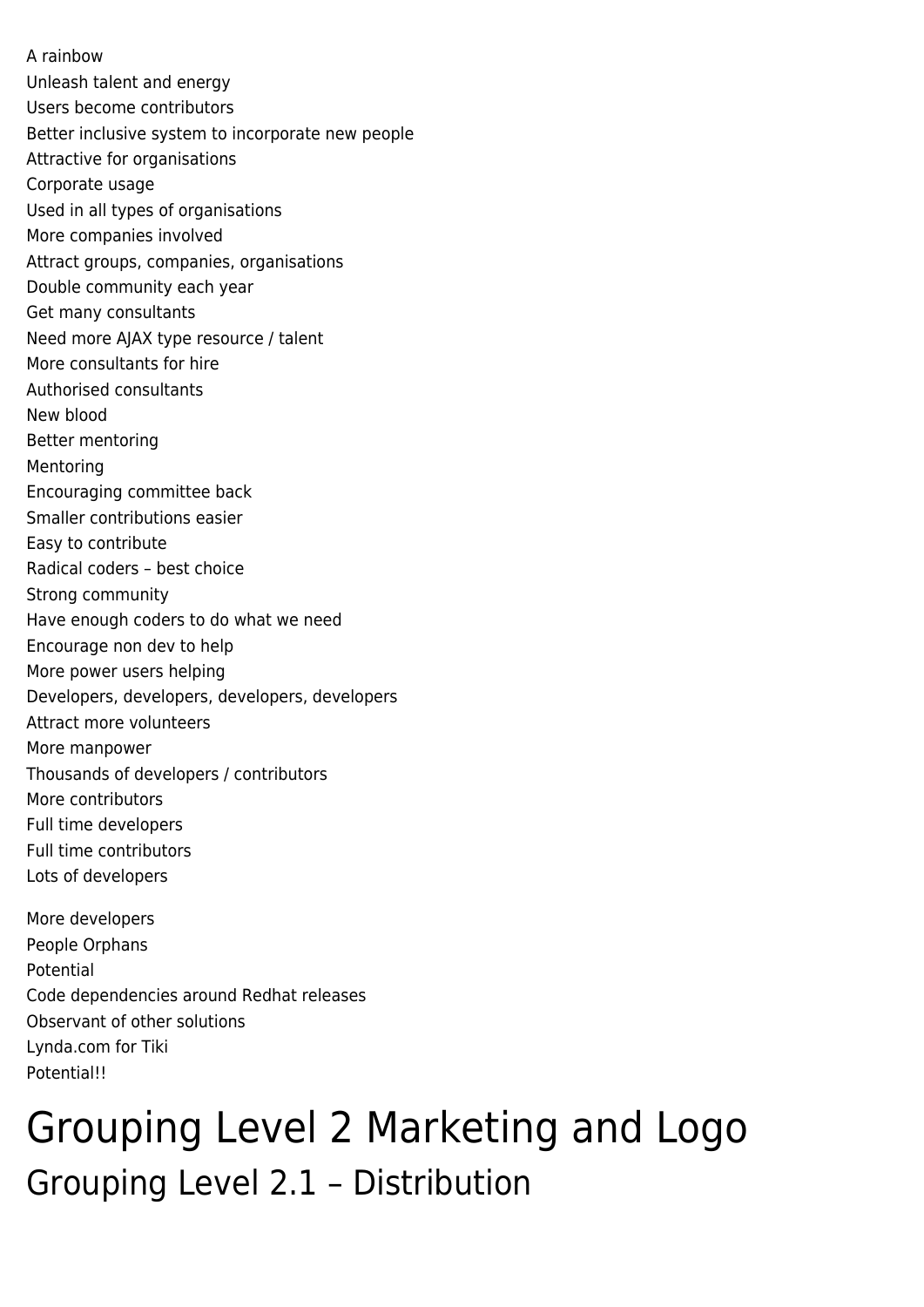A rainbow
Unleash talent and energy
Users become contributors
Better inclusive system to incorporate new people
Attractive for organisations
Corporate usage
Used in all types of organisations
More companies involved
Attract groups, companies, organisations
Double community each year
Get many consultants
Need more AJAX type resource / talent
More consultants for hire
Authorised consultants
New blood
Better mentoring
Mentoring
Encouraging committee back
Smaller contributions easier
Easy to contribute
Radical coders – best choice
Strong community
Have enough coders to do what we need
Encourage non dev to help
More power users helping
Developers, developers, developers, developers
Attract more volunteers
More manpower
Thousands of developers / contributors
More contributors
Full time developers
Full time contributors
Lots of developers

More developers
People Orphans
Potential
Code dependencies around Redhat releases
Observant of other solutions
Lynda.com for Tiki
Potential!!

# Grouping Level 2 Marketing and Logo

## Grouping Level 2.1 – Distribution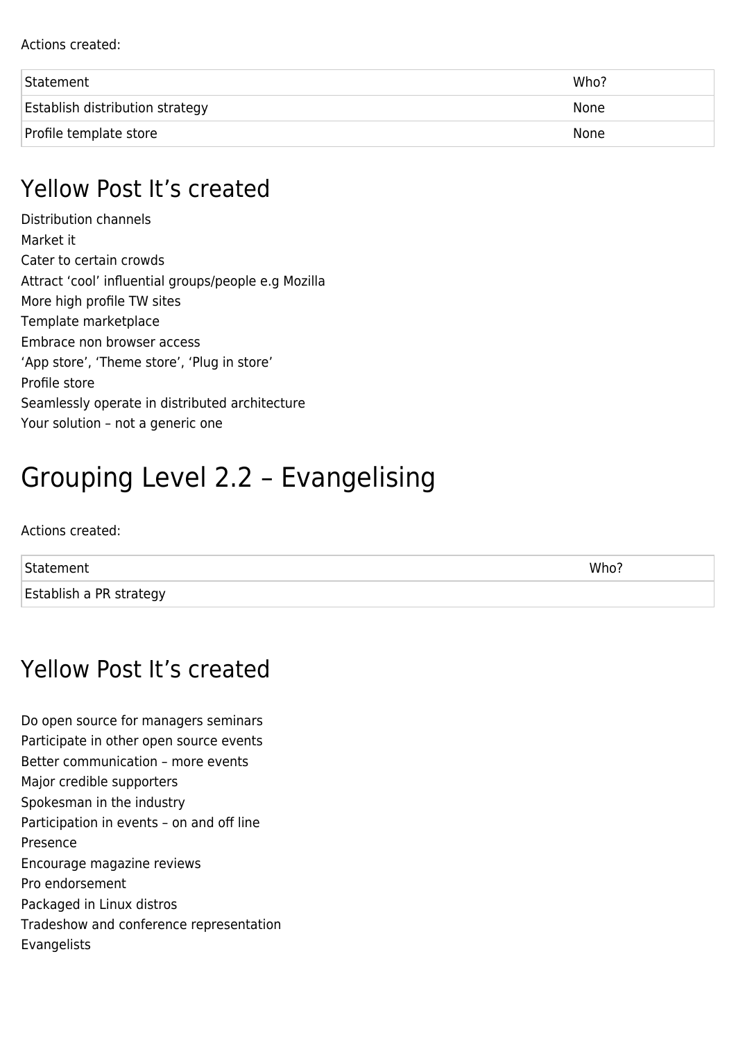Actions created:

| Statement | Who? |
|---|---|
| Establish distribution strategy | None |
| Profile template store | None |

## Yellow Post It's created

Distribution channels
Market it
Cater to certain crowds
Attract 'cool' influential groups/people e.g Mozilla
More high profile TW sites
Template marketplace
Embrace non browser access
'App store', 'Theme store', 'Plug in store'
Profile store
Seamlessly operate in distributed architecture
Your solution – not a generic one

# Grouping Level 2.2 – Evangelising

Actions created:

| Statement | Who? |
|---|---|
| Establish a PR strategy | |

## Yellow Post It's created

Do open source for managers seminars
Participate in other open source events
Better communication – more events
Major credible supporters
Spokesman in the industry
Participation in events – on and off line
Presence
Encourage magazine reviews
Pro endorsement
Packaged in Linux distros
Tradeshow and conference representation
Evangelists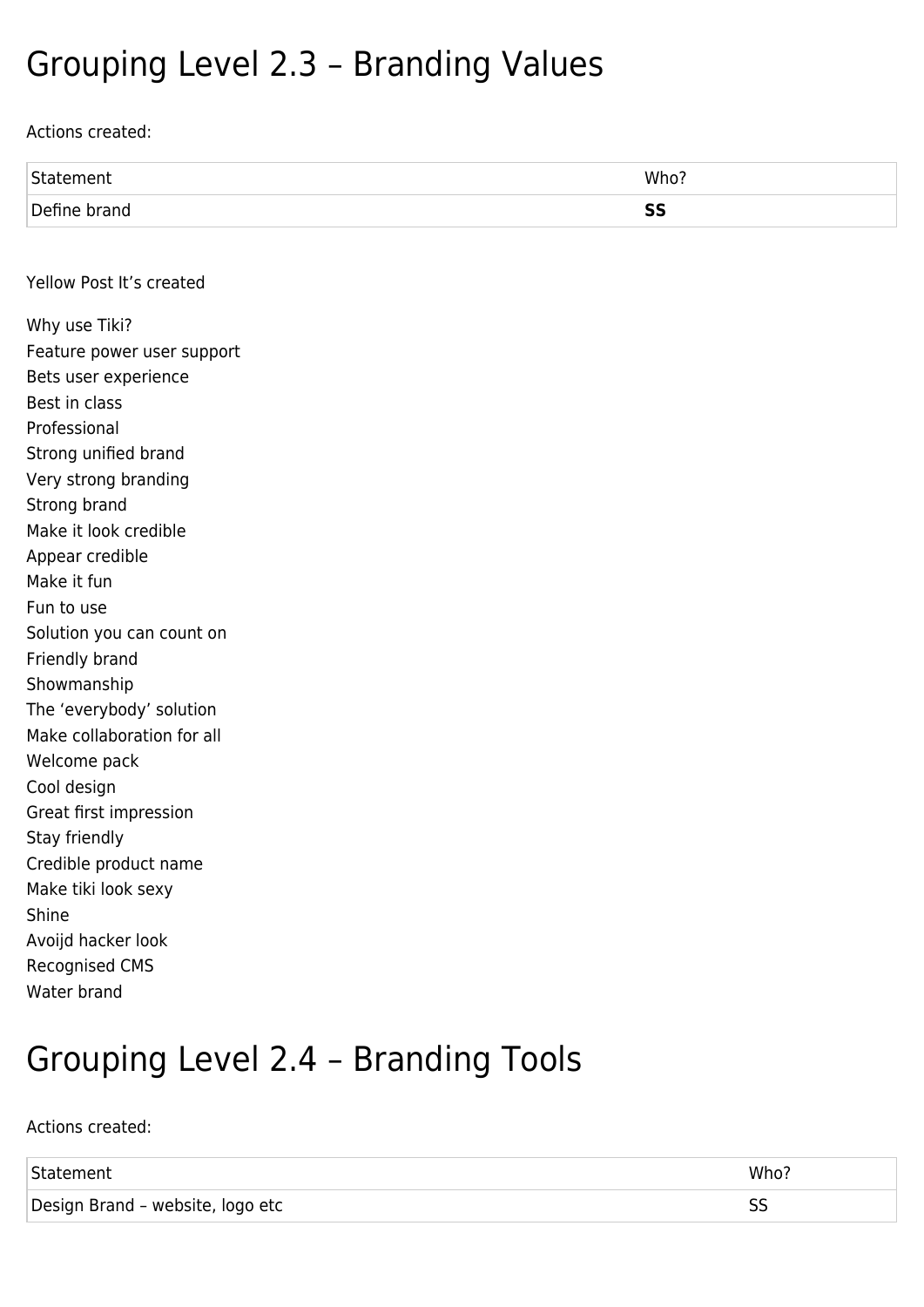# Grouping Level 2.3 – Branding Values

Actions created:

| Statement | Who? |
|---|---|
| Define brand | **SS** |

Yellow Post It's created

Why use Tiki?
Feature power user support
Bets user experience
Best in class
Professional
Strong unified brand
Very strong branding
Strong brand
Make it look credible
Appear credible
Make it fun
Fun to use
Solution you can count on
Friendly brand
Showmanship
The 'everybody' solution
Make collaboration for all
Welcome pack
Cool design
Great first impression
Stay friendly
Credible product name
Make tiki look sexy
Shine
Avoijd hacker look
Recognised CMS
Water brand

# Grouping Level 2.4 – Branding Tools

Actions created:

| Statement | Who? |
|---|---|
| Design Brand – website, logo etc | SS |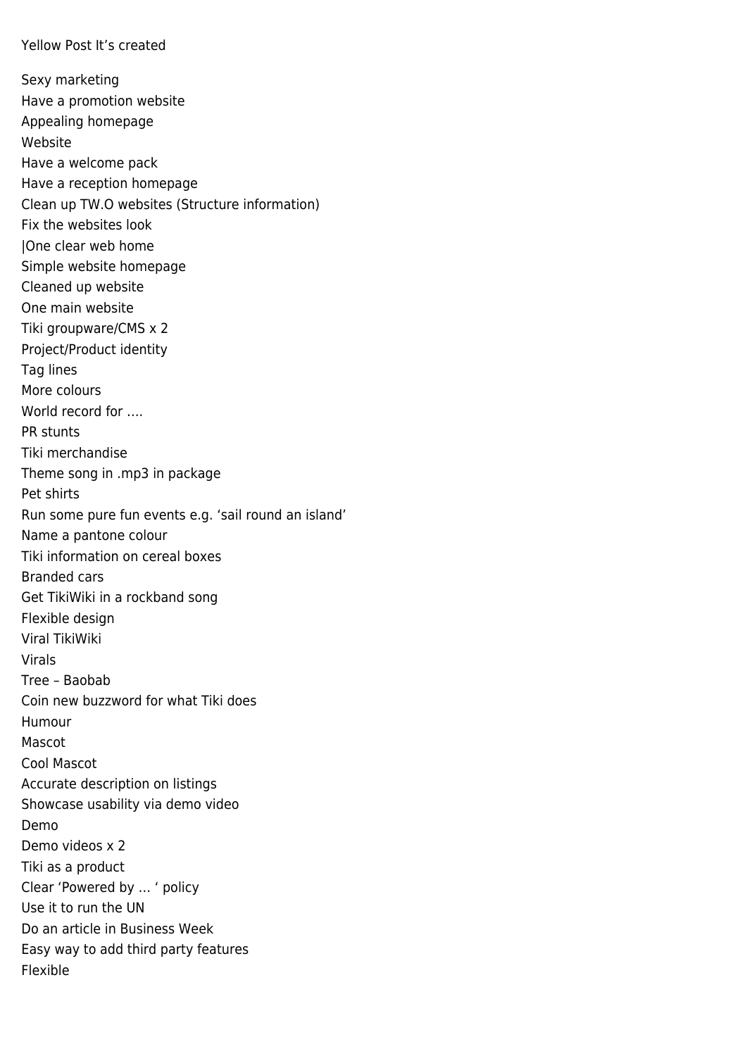Yellow Post It's created

Sexy marketing
Have a promotion website
Appealing homepage
Website
Have a welcome pack
Have a reception homepage
Clean up TW.O websites (Structure information)
Fix the websites look
|One clear web home
Simple website homepage
Cleaned up website
One main website
Tiki groupware/CMS x 2
Project/Product identity
Tag lines
More colours
World record for ….
PR stunts
Tiki merchandise
Theme song in .mp3 in package
Pet shirts
Run some pure fun events e.g. 'sail round an island'
Name a pantone colour
Tiki information on cereal boxes
Branded cars
Get TikiWiki in a rockband song
Flexible design
Viral TikiWiki
Virals
Tree – Baobab
Coin new buzzword for what Tiki does
Humour
Mascot
Cool Mascot
Accurate description on listings
Showcase usability via demo video
Demo
Demo videos x 2
Tiki as a product
Clear 'Powered by … ' policy
Use it to run the UN
Do an article in Business Week
Easy way to add third party features
Flexible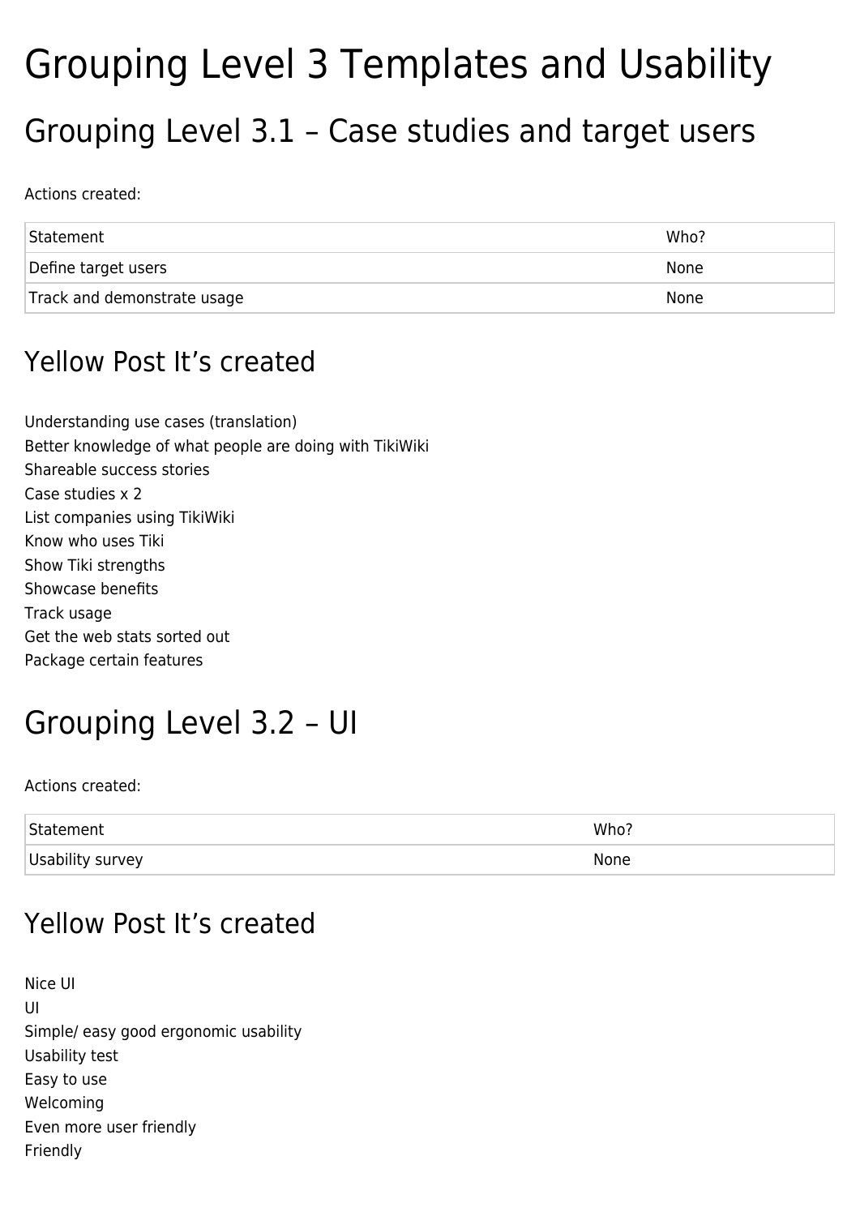# Grouping Level 3 Templates and Usability

## Grouping Level 3.1 – Case studies and target users

Actions created:

| Statement | Who? |
|---|---|
| Define target users | None |
| Track and demonstrate usage | None |

## Yellow Post It's created

Understanding use cases (translation)
Better knowledge of what people are doing with TikiWiki
Shareable success stories
Case studies x 2
List companies using TikiWiki
Know who uses Tiki
Show Tiki strengths
Showcase benefits
Track usage
Get the web stats sorted out
Package certain features

# Grouping Level 3.2 – UI

Actions created:

| Statement | Who? |
|---|---|
| Usability survey | None |

## Yellow Post It's created

Nice UI
UI
Simple/ easy good ergonomic usability
Usability test
Easy to use
Welcoming
Even more user friendly
Friendly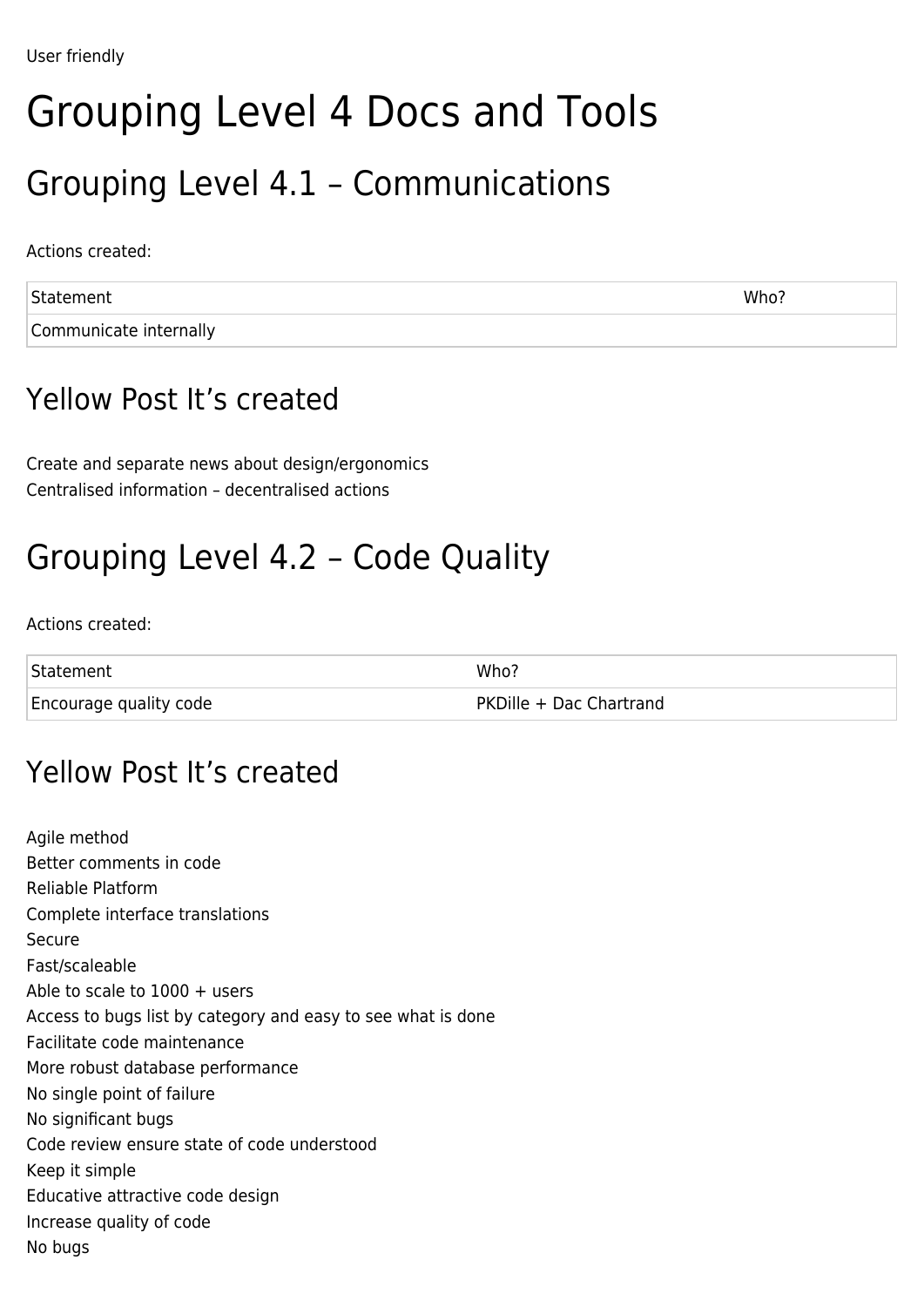User friendly

# Grouping Level 4 Docs and Tools

## Grouping Level 4.1 – Communications

Actions created:

| Statement | Who? |
| --- | --- |
| Communicate internally | |

### Yellow Post It's created

Create and separate news about design/ergonomics
Centralised information – decentralised actions

## Grouping Level 4.2 – Code Quality

Actions created:

| Statement | Who? |
| --- | --- |
| Encourage quality code | PKDille + Dac Chartrand |

### Yellow Post It's created

Agile method
Better comments in code
Reliable Platform
Complete interface translations
Secure
Fast/scaleable
Able to scale to 1000 + users
Access to bugs list by category and easy to see what is done
Facilitate code maintenance
More robust database performance
No single point of failure
No significant bugs
Code review ensure state of code understood
Keep it simple
Educative attractive code design
Increase quality of code
No bugs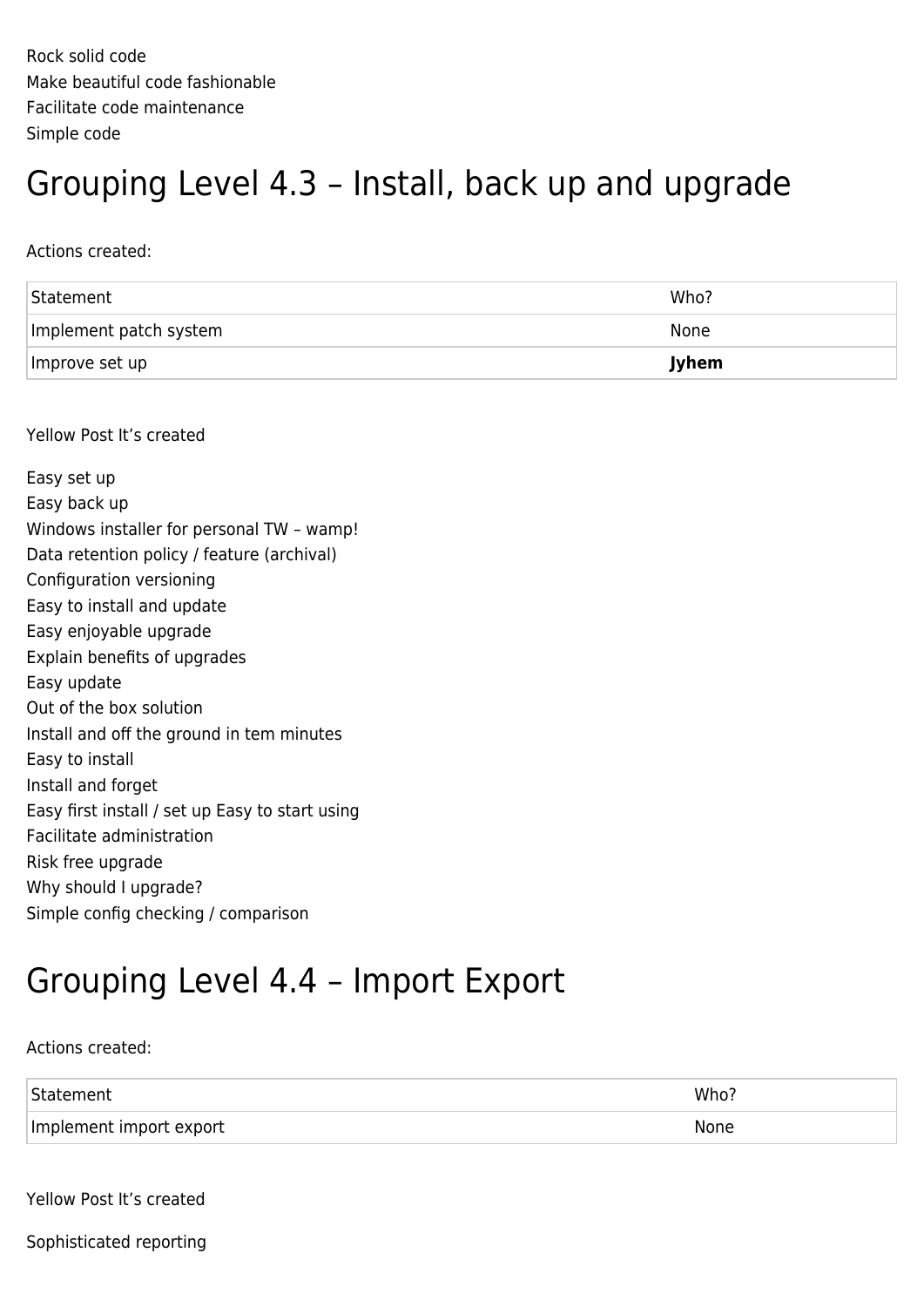Rock solid code
Make beautiful code fashionable
Facilitate code maintenance
Simple code

# Grouping Level 4.3 – Install, back up and upgrade

Actions created:

| Statement | Who? |
|---|---|
| Implement patch system | None |
| Improve set up | **Jyhem** |

Yellow Post It's created

Easy set up
Easy back up
Windows installer for personal TW – wamp!
Data retention policy / feature (archival)
Configuration versioning
Easy to install and update
Easy enjoyable upgrade
Explain benefits of upgrades
Easy update
Out of the box solution
Install and off the ground in tem minutes
Easy to install
Install and forget
Easy first install / set up Easy to start using
Facilitate administration
Risk free upgrade
Why should I upgrade?
Simple config checking / comparison

# Grouping Level 4.4 – Import Export

Actions created:

| Statement | Who? |
|---|---|
| Implement import export | None |

Yellow Post It's created

Sophisticated reporting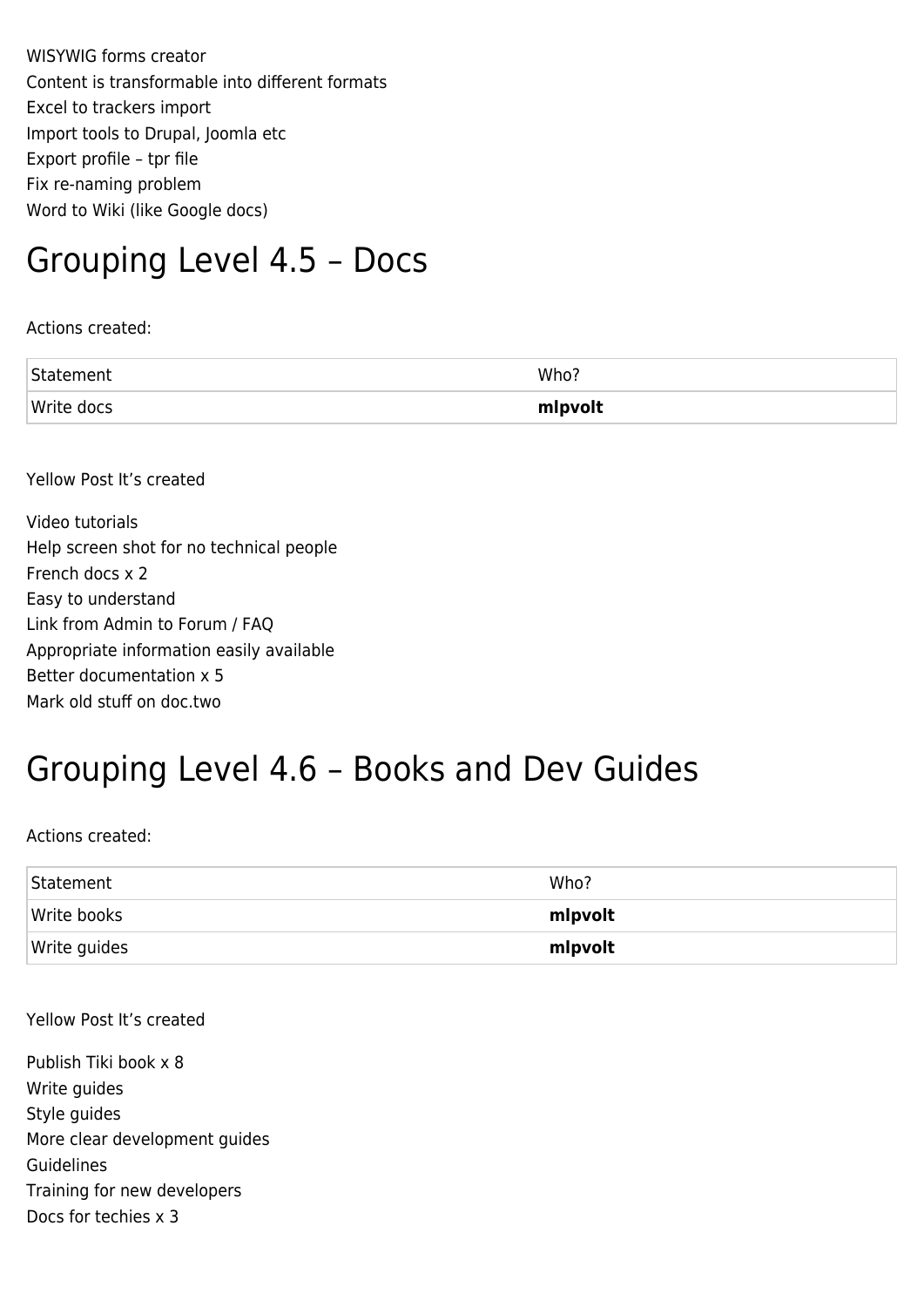WISYWIG forms creator
Content is transformable into different formats
Excel to trackers import
Import tools to Drupal, Joomla etc
Export profile – tpr file
Fix re-naming problem
Word to Wiki (like Google docs)

# Grouping Level 4.5 – Docs

Actions created:

| Statement | Who? |
| --- | --- |
| Write docs | **mlpvolt** |

Yellow Post It's created

Video tutorials
Help screen shot for no technical people
French docs x 2
Easy to understand
Link from Admin to Forum / FAQ
Appropriate information easily available
Better documentation x 5
Mark old stuff on doc.two

# Grouping Level 4.6 – Books and Dev Guides

Actions created:

| Statement | Who? |
| --- | --- |
| Write books | **mlpvolt** |
| Write guides | **mlpvolt** |

Yellow Post It's created

Publish Tiki book x 8
Write guides
Style guides
More clear development guides
Guidelines
Training for new developers
Docs for techies x 3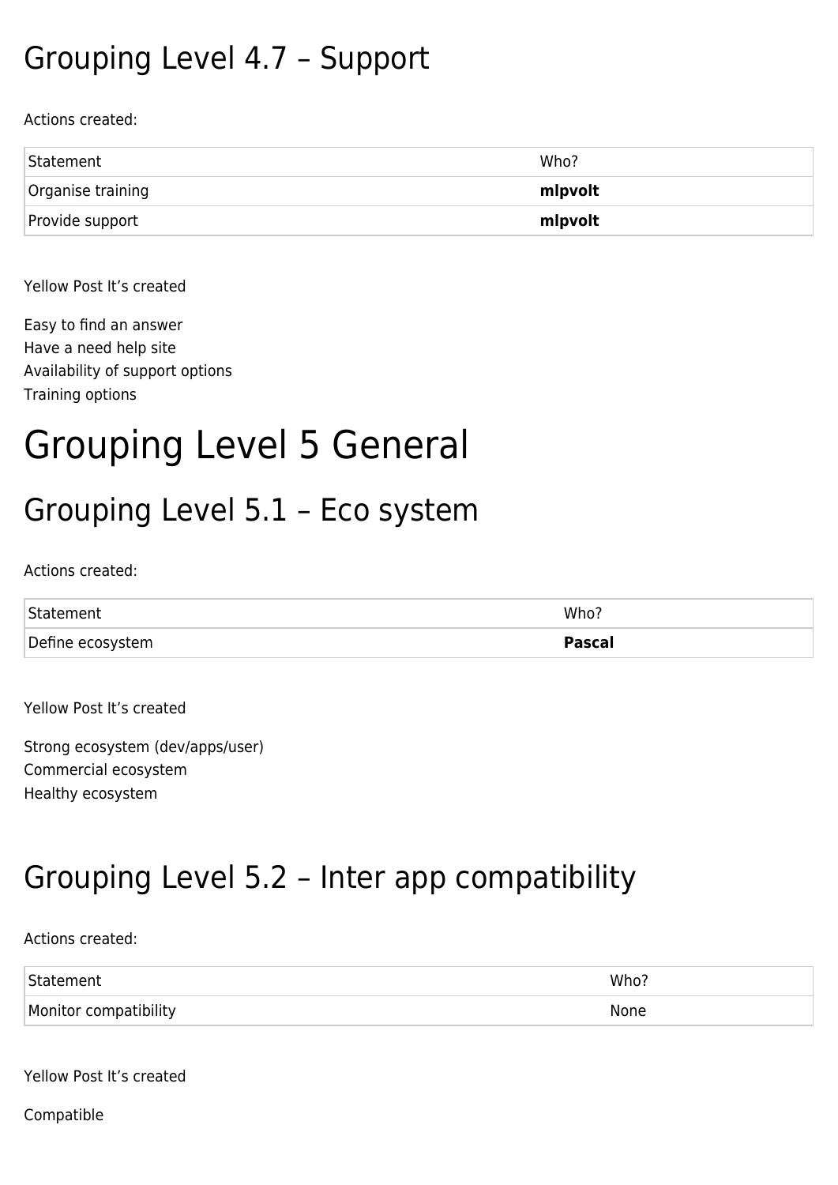## Grouping Level 4.7 – Support

Actions created:

| Statement | Who? |
|---|---|
| Organise training | **mlpvolt** |
| Provide support | **mlpvolt** |

Yellow Post It's created

Easy to find an answer
Have a need help site
Availability of support options
Training options

# Grouping Level 5 General

## Grouping Level 5.1 – Eco system

Actions created:

| Statement | Who? |
|---|---|
| Define ecosystem | **Pascal** |

Yellow Post It's created

Strong ecosystem (dev/apps/user)
Commercial ecosystem
Healthy ecosystem

## Grouping Level 5.2 – Inter app compatibility

Actions created:

| Statement | Who? |
|---|---|
| Monitor compatibility | None |

Yellow Post It's created

Compatible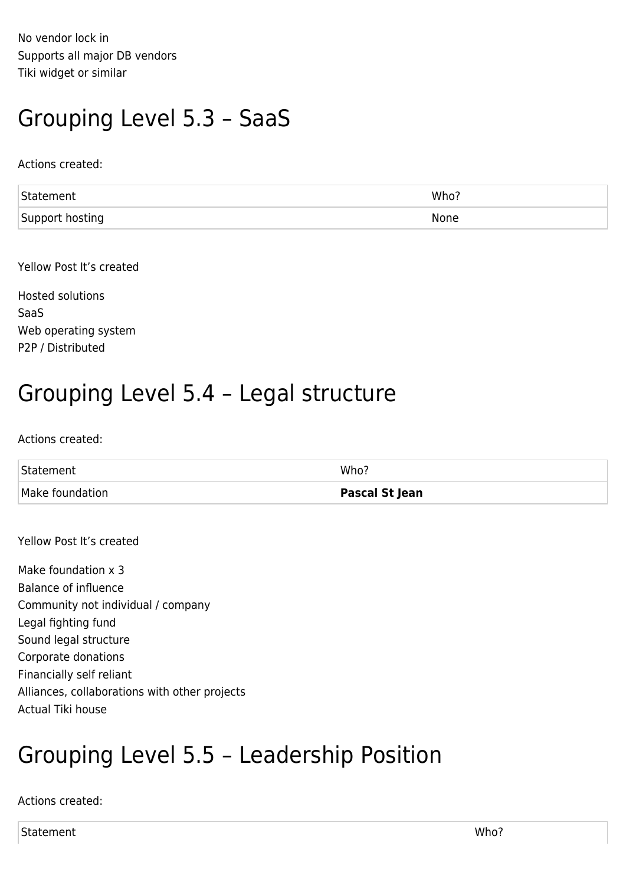No vendor lock in
Supports all major DB vendors
Tiki widget or similar

# Grouping Level 5.3 – SaaS

Actions created:

| Statement | Who? |
|---|---|
| Support hosting | None |

Yellow Post It's created

Hosted solutions
SaaS
Web operating system
P2P / Distributed

# Grouping Level 5.4 – Legal structure

Actions created:

| Statement | Who? |
|---|---|
| Make foundation | **Pascal St Jean** |

Yellow Post It's created

Make foundation x 3
Balance of influence
Community not individual / company
Legal fighting fund
Sound legal structure
Corporate donations
Financially self reliant
Alliances, collaborations with other projects
Actual Tiki house

# Grouping Level 5.5 – Leadership Position

Actions created:

| Statement | Who? |
|---|---|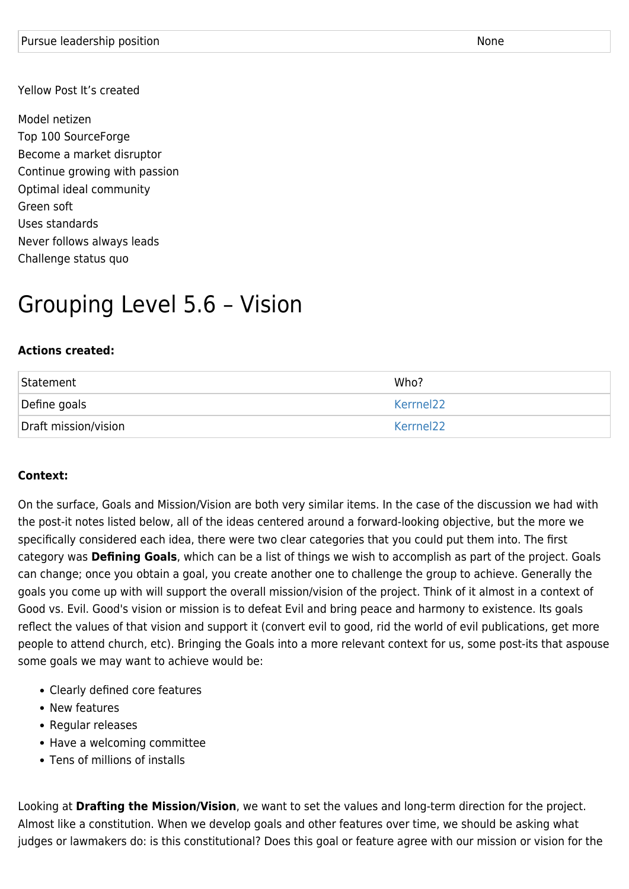| | |
|---|---|
| Pursue leadership position | None |

Yellow Post It's created

Model netizen
Top 100 SourceForge
Become a market disruptor
Continue growing with passion
Optimal ideal community
Green soft
Uses standards
Never follows always leads
Challenge status quo

# Grouping Level 5.6 – Vision

**Actions created:**

| Statement | Who? |
|---|---|
| Define goals | Kerrnel22 |
| Draft mission/vision | Kerrnel22 |

**Context:**

On the surface, Goals and Mission/Vision are both very similar items. In the case of the discussion we had with the post-it notes listed below, all of the ideas centered around a forward-looking objective, but the more we specifically considered each idea, there were two clear categories that you could put them into. The first category was **Defining Goals**, which can be a list of things we wish to accomplish as part of the project. Goals can change; once you obtain a goal, you create another one to challenge the group to achieve. Generally the goals you come up with will support the overall mission/vision of the project. Think of it almost in a context of Good vs. Evil. Good's vision or mission is to defeat Evil and bring peace and harmony to existence. Its goals reflect the values of that vision and support it (convert evil to good, rid the world of evil publications, get more people to attend church, etc). Bringing the Goals into a more relevant context for us, some post-its that aspouse some goals we may want to achieve would be:

- Clearly defined core features
- New features
- Regular releases
- Have a welcoming committee
- Tens of millions of installs

Looking at **Drafting the Mission/Vision**, we want to set the values and long-term direction for the project. Almost like a constitution. When we develop goals and other features over time, we should be asking what judges or lawmakers do: is this constitutional? Does this goal or feature agree with our mission or vision for the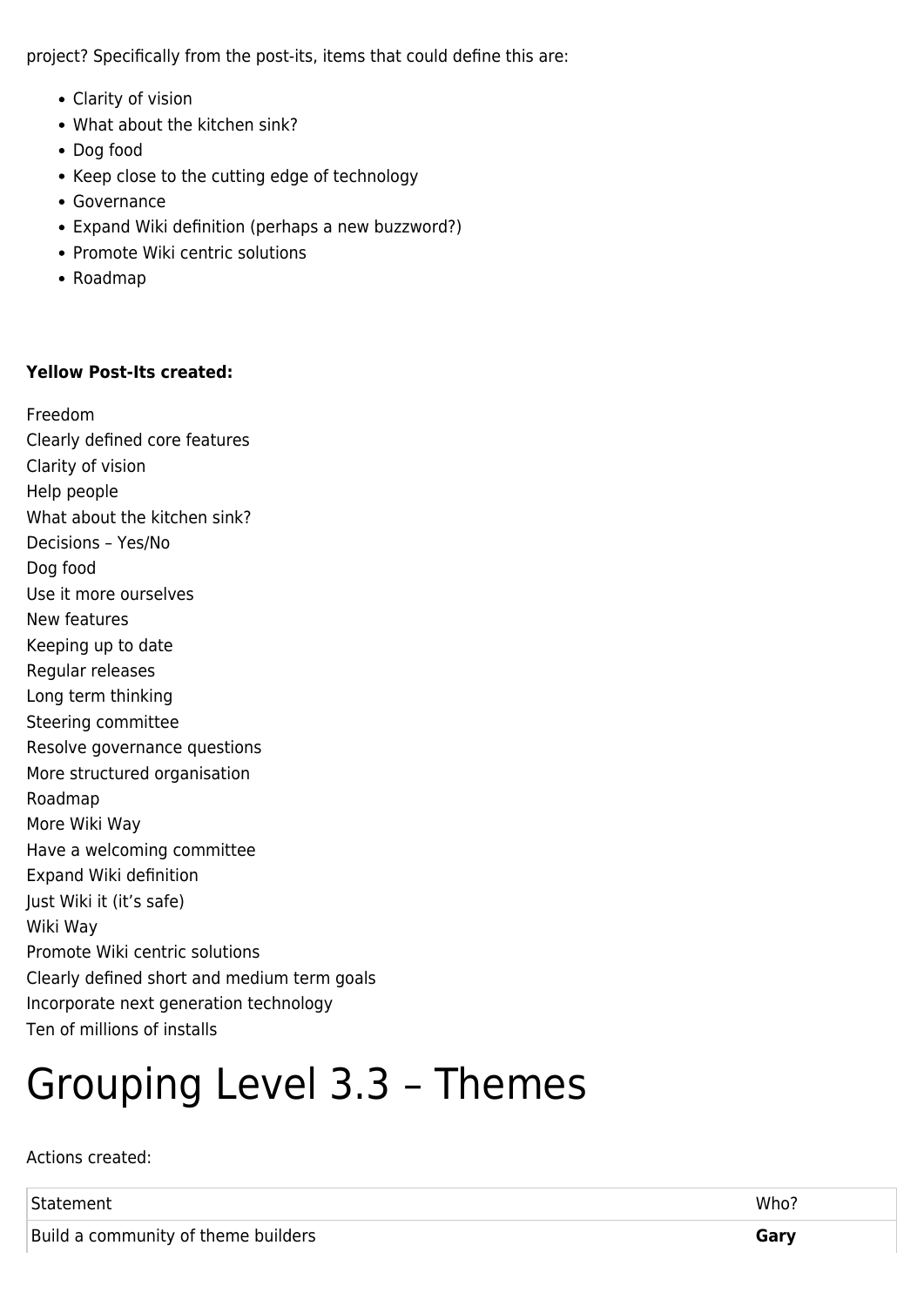project? Specifically from the post-its, items that could define this are:

- Clarity of vision
- What about the kitchen sink?
- Dog food
- Keep close to the cutting edge of technology
- Governance
- Expand Wiki definition (perhaps a new buzzword?)
- Promote Wiki centric solutions
- Roadmap

**Yellow Post-Its created:**

Freedom
Clearly defined core features
Clarity of vision
Help people
What about the kitchen sink?
Decisions – Yes/No
Dog food
Use it more ourselves
New features
Keeping up to date
Regular releases
Long term thinking
Steering committee
Resolve governance questions
More structured organisation
Roadmap
More Wiki Way
Have a welcoming committee
Expand Wiki definition
Just Wiki it (it's safe)
Wiki Way
Promote Wiki centric solutions
Clearly defined short and medium term goals
Incorporate next generation technology
Ten of millions of installs

# Grouping Level 3.3 – Themes

Actions created:

| Statement | Who? |
| --- | --- |
| Build a community of theme builders | **Gary** |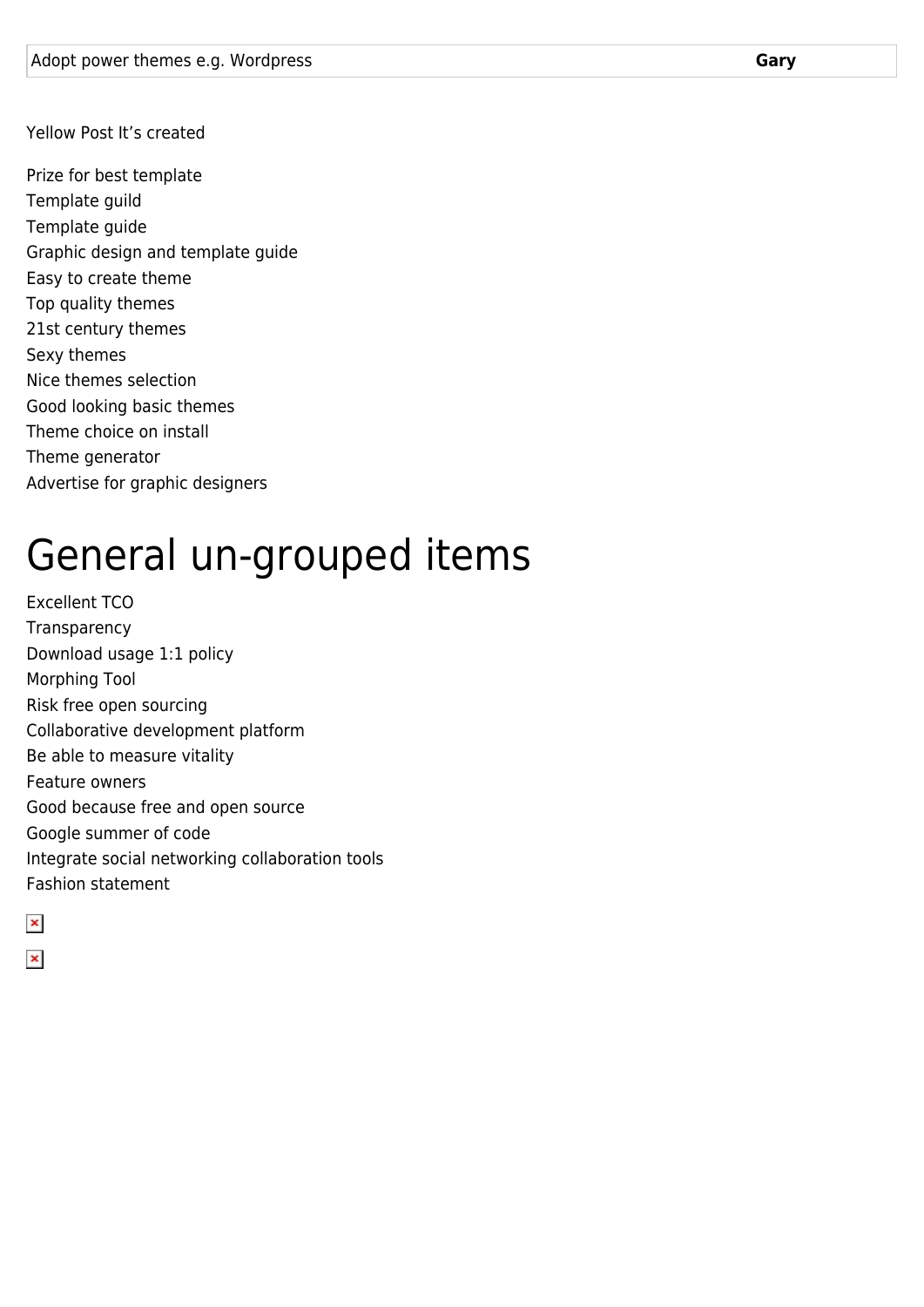| | |
|---|---|
| Adopt power themes e.g. Wordpress | **Gary** |

Yellow Post It's created

Prize for best template
Template guild
Template guide
Graphic design and template guide
Easy to create theme
Top quality themes
21st century themes
Sexy themes
Nice themes selection
Good looking basic themes
Theme choice on install
Theme generator
Advertise for graphic designers

# General un-grouped items

Excellent TCO
Transparency
Download usage 1:1 policy
Morphing Tool
Risk free open sourcing
Collaborative development platform
Be able to measure vitality
Feature owners
Good because free and open source
Google summer of code
Integrate social networking collaboration tools
Fashion statement